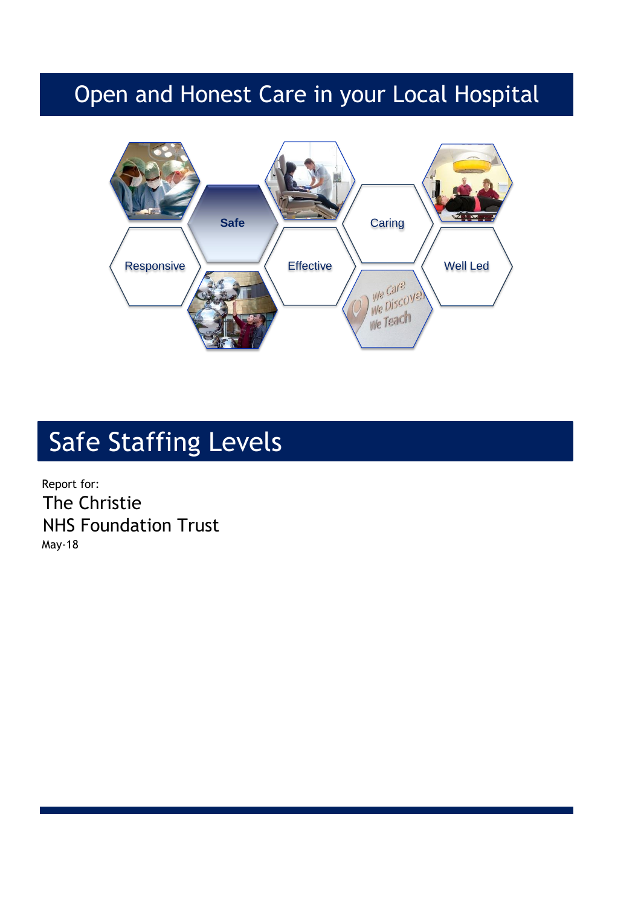# Open and Honest Care in your Local Hospital

Safe

Caring

Responsive

Effective

Well Led

## Safe Staffing Levels

Report for:

The Christie
NHS Foundation Trust

May-18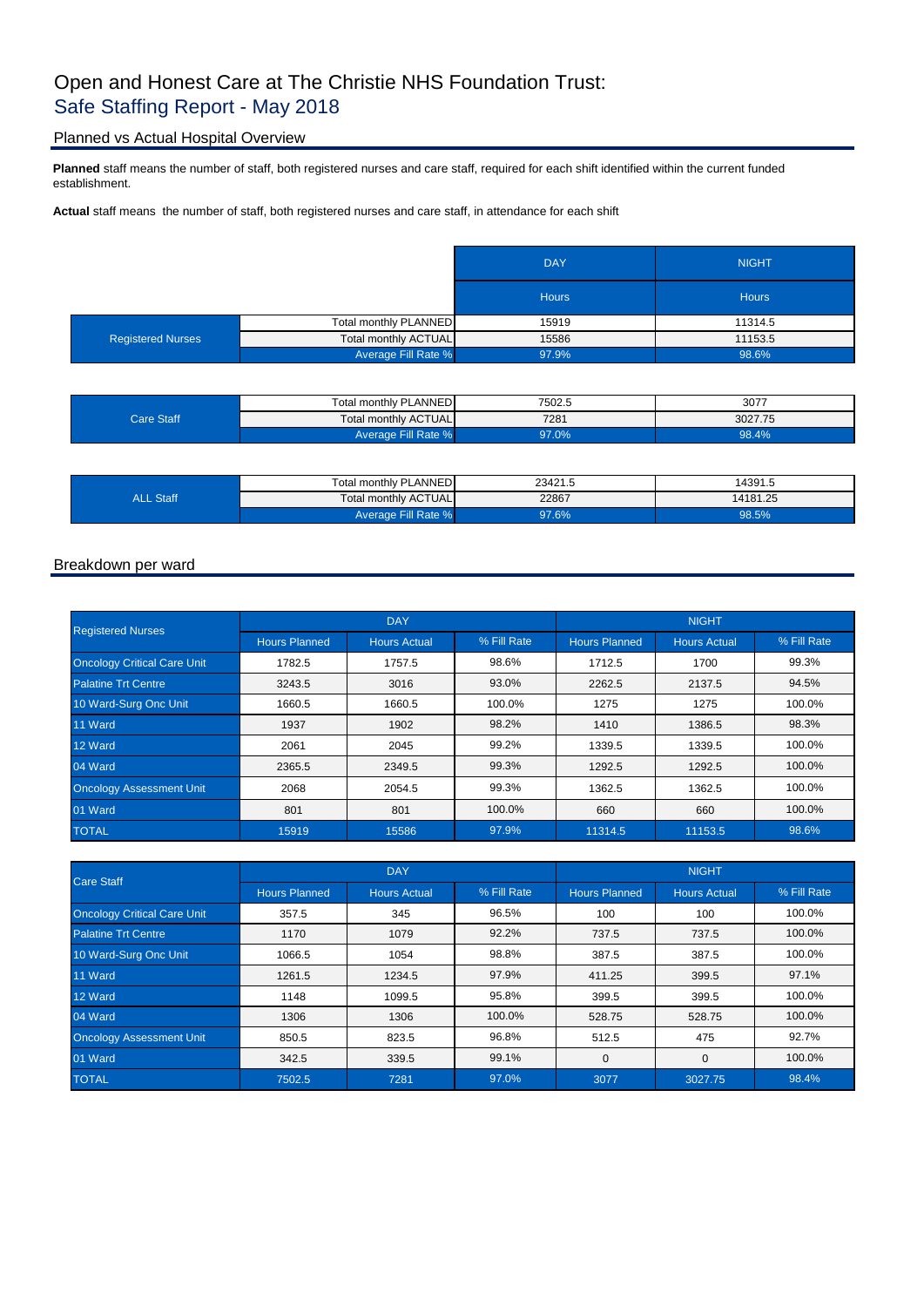# Open and Honest Care at The Christie NHS Foundation Trust:

## Safe Staffing Report - May 2018

### Planned vs Actual Hospital Overview

**Planned** staff means the number of staff, both registered nurses and care staff, required for each shift identified within the current funded establishment.

**Actual** staff means the number of staff, both registered nurses and care staff, in attendance for each shift

| | | DAY | NIGHT |
|---|---|---|---|
| | | Hours | Hours |
| Registered Nurses | Total monthly PLANNED | 15919 | 11314.5 |
| | Total monthly ACTUAL | 15586 | 11153.5 |
| | Average Fill Rate % | 97.9% | 98.6% |

| | | DAY | NIGHT |
|---|---|---|---|
| Care Staff | Total monthly PLANNED | 7502.5 | 3077 |
| | Total monthly ACTUAL | 7281 | 3027.75 |
| | Average Fill Rate % | 97.0% | 98.4% |

| | | DAY | NIGHT |
|---|---|---|---|
| ALL Staff | Total monthly PLANNED | 23421.5 | 14391.5 |
| | Total monthly ACTUAL | 22867 | 14181.25 |
| | Average Fill Rate % | 97.6% | 98.5% |

### Breakdown per ward

| Registered Nurses | DAY | | | NIGHT | | |
|---|---|---|---|---|---|---|
| | Hours Planned | Hours Actual | % Fill Rate | Hours Planned | Hours Actual | % Fill Rate |
| Oncology Critical Care Unit | 1782.5 | 1757.5 | 98.6% | 1712.5 | 1700 | 99.3% |
| Palatine Trt Centre | 3243.5 | 3016 | 93.0% | 2262.5 | 2137.5 | 94.5% |
| 10 Ward-Surg Onc Unit | 1660.5 | 1660.5 | 100.0% | 1275 | 1275 | 100.0% |
| 11 Ward | 1937 | 1902 | 98.2% | 1410 | 1386.5 | 98.3% |
| 12 Ward | 2061 | 2045 | 99.2% | 1339.5 | 1339.5 | 100.0% |
| 04 Ward | 2365.5 | 2349.5 | 99.3% | 1292.5 | 1292.5 | 100.0% |
| Oncology Assessment Unit | 2068 | 2054.5 | 99.3% | 1362.5 | 1362.5 | 100.0% |
| 01 Ward | 801 | 801 | 100.0% | 660 | 660 | 100.0% |
| TOTAL | 15919 | 15586 | 97.9% | 11314.5 | 11153.5 | 98.6% |

| Care Staff | DAY | | | NIGHT | | |
|---|---|---|---|---|---|---|
| | Hours Planned | Hours Actual | % Fill Rate | Hours Planned | Hours Actual | % Fill Rate |
| Oncology Critical Care Unit | 357.5 | 345 | 96.5% | 100 | 100 | 100.0% |
| Palatine Trt Centre | 1170 | 1079 | 92.2% | 737.5 | 737.5 | 100.0% |
| 10 Ward-Surg Onc Unit | 1066.5 | 1054 | 98.8% | 387.5 | 387.5 | 100.0% |
| 11 Ward | 1261.5 | 1234.5 | 97.9% | 411.25 | 399.5 | 97.1% |
| 12 Ward | 1148 | 1099.5 | 95.8% | 399.5 | 399.5 | 100.0% |
| 04 Ward | 1306 | 1306 | 100.0% | 528.75 | 528.75 | 100.0% |
| Oncology Assessment Unit | 850.5 | 823.5 | 96.8% | 512.5 | 475 | 92.7% |
| 01 Ward | 342.5 | 339.5 | 99.1% | 0 | 0 | 100.0% |
| TOTAL | 7502.5 | 7281 | 97.0% | 3077 | 3027.75 | 98.4% |